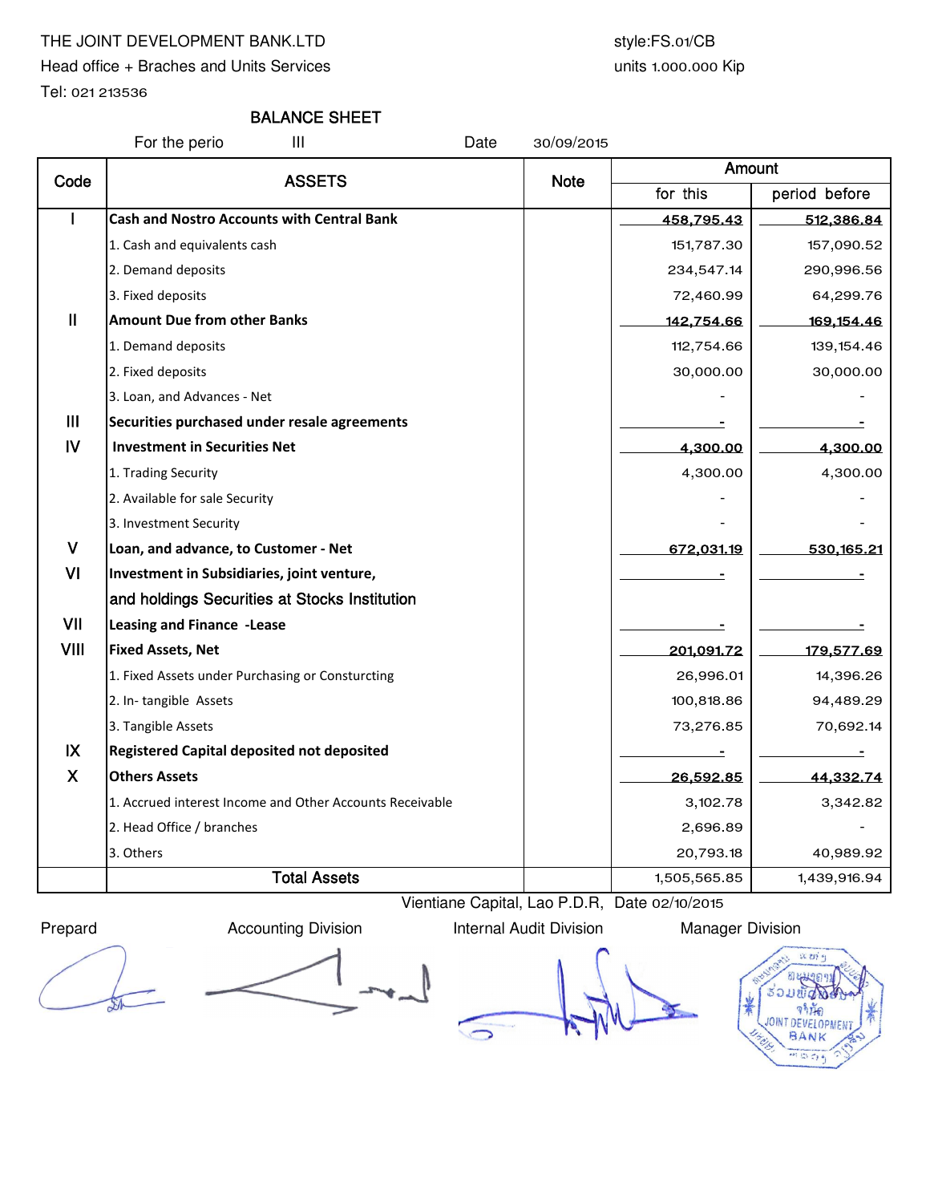THE JOINT DEVELOPMENT BANK.LTD
Head office + Braches and Units Services
Tel: 021 213536

style:FS.01/CB
units 1.000.000 Kip

# BALANCE SHEET

For the perio III Date 30/09/2015

| Code | ASSETS | Note | Amount | |
|---|---|---|---|---|
| | | | for this | period before |
| I | **Cash and Nostro Accounts with Central Bank** | | 458,795.43 | 512,386.84 |
| | 1. Cash and equivalents cash | | 151,787.30 | 157,090.52 |
| | 2. Demand deposits | | 234,547.14 | 290,996.56 |
| | 3. Fixed deposits | | 72,460.99 | 64,299.76 |
| II | **Amount Due from other Banks** | | 142,754.66 | 169,154.46 |
| | 1. Demand deposits | | 112,754.66 | 139,154.46 |
| | 2. Fixed deposits | | 30,000.00 | 30,000.00 |
| | 3. Loan, and Advances - Net | | - | - |
| III | **Securities purchased under resale agreements** | | - | - |
| IV | **Investment in Securities Net** | | 4,300.00 | 4,300.00 |
| | 1. Trading Security | | 4,300.00 | 4,300.00 |
| | 2. Available for sale Security | | - | - |
| | 3. Investment Security | | - | - |
| V | **Loan, and advance, to Customer - Net** | | 672,031.19 | 530,165.21 |
| VI | **Investment in Subsidiaries, joint venture, and holdings Securities at Stocks Institution** | | - | - |
| VII | **Leasing and Finance -Lease** | | - | - |
| VIII | **Fixed Assets, Net** | | 201,091.72 | 179,577.69 |
| | 1. Fixed Assets under Purchasing or Consturcting | | 26,996.01 | 14,396.26 |
| | 2. In- tangible Assets | | 100,818.86 | 94,489.29 |
| | 3. Tangible Assets | | 73,276.85 | 70,692.14 |
| IX | **Registered Capital deposited not deposited** | | - | - |
| X | **Others Assets** | | 26,592.85 | 44,332.74 |
| | 1. Accrued interest Income and Other Accounts Receivable | | 3,102.78 | 3,342.82 |
| | 2. Head Office / branches | | 2,696.89 | - |
| | 3. Others | | 20,793.18 | 40,989.92 |
| | **Total Assets** | | 1,505,565.85 | 1,439,916.94 |

Vientiane Capital, Lao P.D.R, Date 02/10/2015

| Prepard | Accounting Division | Internal Audit Division | Manager Division |
|---|---|---|---|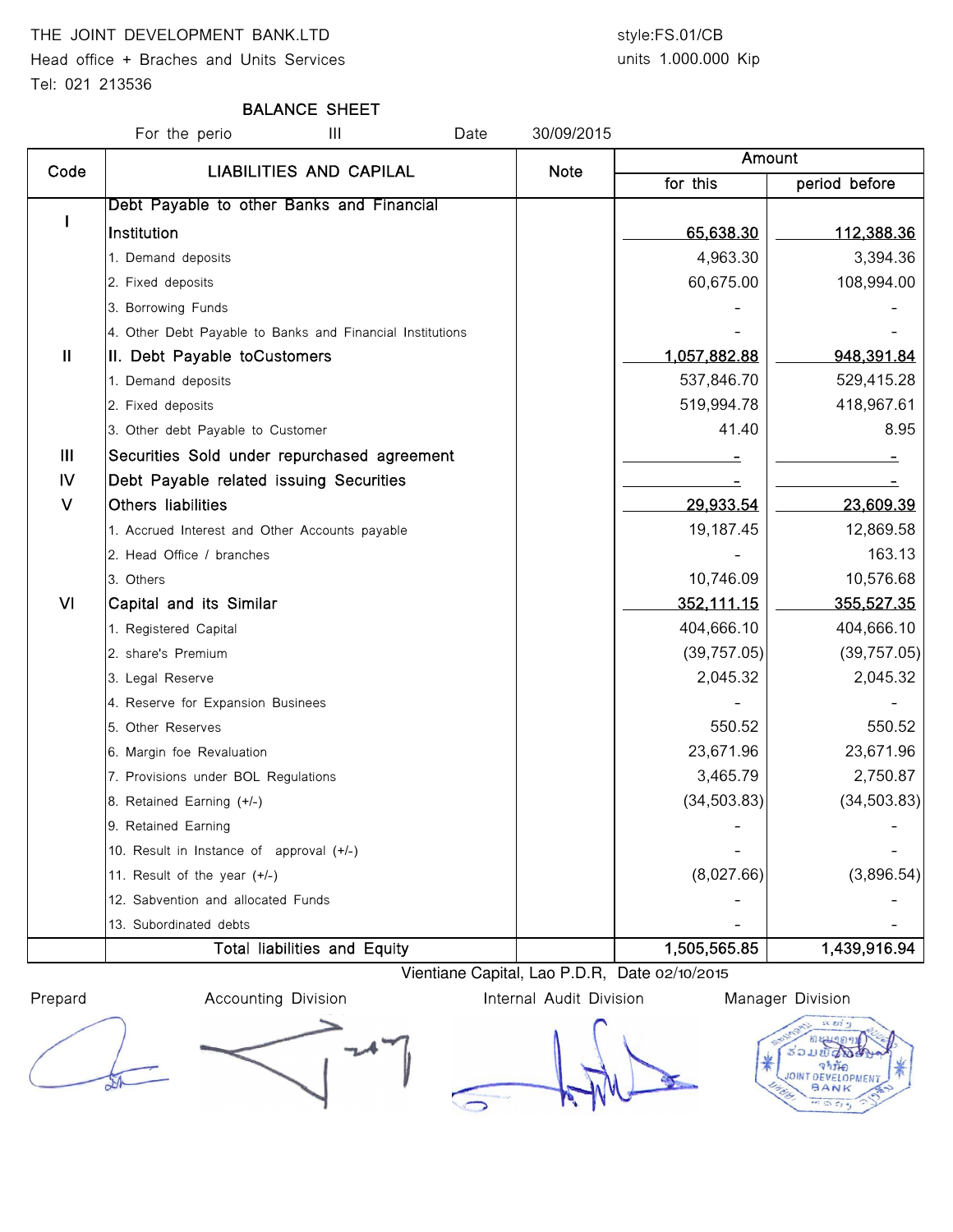THE JOINT DEVELOPMENT BANK.LTD

Head office + Braches and Units Services

Tel: 021 213536

style:FS.01/CB

units 1.000.000 Kip

## BALANCE SHEET

For the perio III Date 30/09/2015

| Code | LIABILITIES AND CAPILAL | Note | Amount | |
|---|---|---|---|---|
| | | | for this | period before |
| I | Debt Payable to other Banks and Financial Institution | | 65,638.30 | 112,388.36 |
| | 1. Demand deposits | | 4,963.30 | 3,394.36 |
| | 2. Fixed deposits | | 60,675.00 | 108,994.00 |
| | 3. Borrowing Funds | | - | - |
| | 4. Other Debt Payable to Banks and Financial Institutions | | - | - |
| II | II. Debt Payable toCustomers | | 1,057,882.88 | 948,391.84 |
| | 1. Demand deposits | | 537,846.70 | 529,415.28 |
| | 2. Fixed deposits | | 519,994.78 | 418,967.61 |
| | 3. Other debt Payable to Customer | | 41.40 | 8.95 |
| III | Securities Sold under repurchased agreement | | - | - |
| IV | Debt Payable related issuing Securities | | - | - |
| V | Others liabilities | | 29,933.54 | 23,609.39 |
| | 1. Accrued Interest and Other Accounts payable | | 19,187.45 | 12,869.58 |
| | 2. Head Office / branches | | - | 163.13 |
| | 3. Others | | 10,746.09 | 10,576.68 |
| VI | Capital and its Similar | | 352,111.15 | 355,527.35 |
| | 1. Registered Capital | | 404,666.10 | 404,666.10 |
| | 2. share's Premium | | (39,757.05) | (39,757.05) |
| | 3. Legal Reserve | | 2,045.32 | 2,045.32 |
| | 4. Reserve for Expansion Businees | | - | - |
| | 5. Other Reserves | | 550.52 | 550.52 |
| | 6. Margin foe Revaluation | | 23,671.96 | 23,671.96 |
| | 7. Provisions under BOL Regulations | | 3,465.79 | 2,750.87 |
| | 8. Retained Earning (+/-) | | (34,503.83) | (34,503.83) |
| | 9. Retained Earning | | - | - |
| | 10. Result in Instance of approval (+/-) | | - | - |
| | 11. Result of the year (+/-) | | (8,027.66) | (3,896.54) |
| | 12. Sabvention and allocated Funds | | - | - |
| | 13. Subordinated debts | | - | - |
| | Total liabilities and Equity | | 1,505,565.85 | 1,439,916.94 |

Vientiane Capital, Lao P.D.R, Date 02/10/2015

| Prepard | Accounting Division | Internal Audit Division | Manager Division |
|---|---|---|---|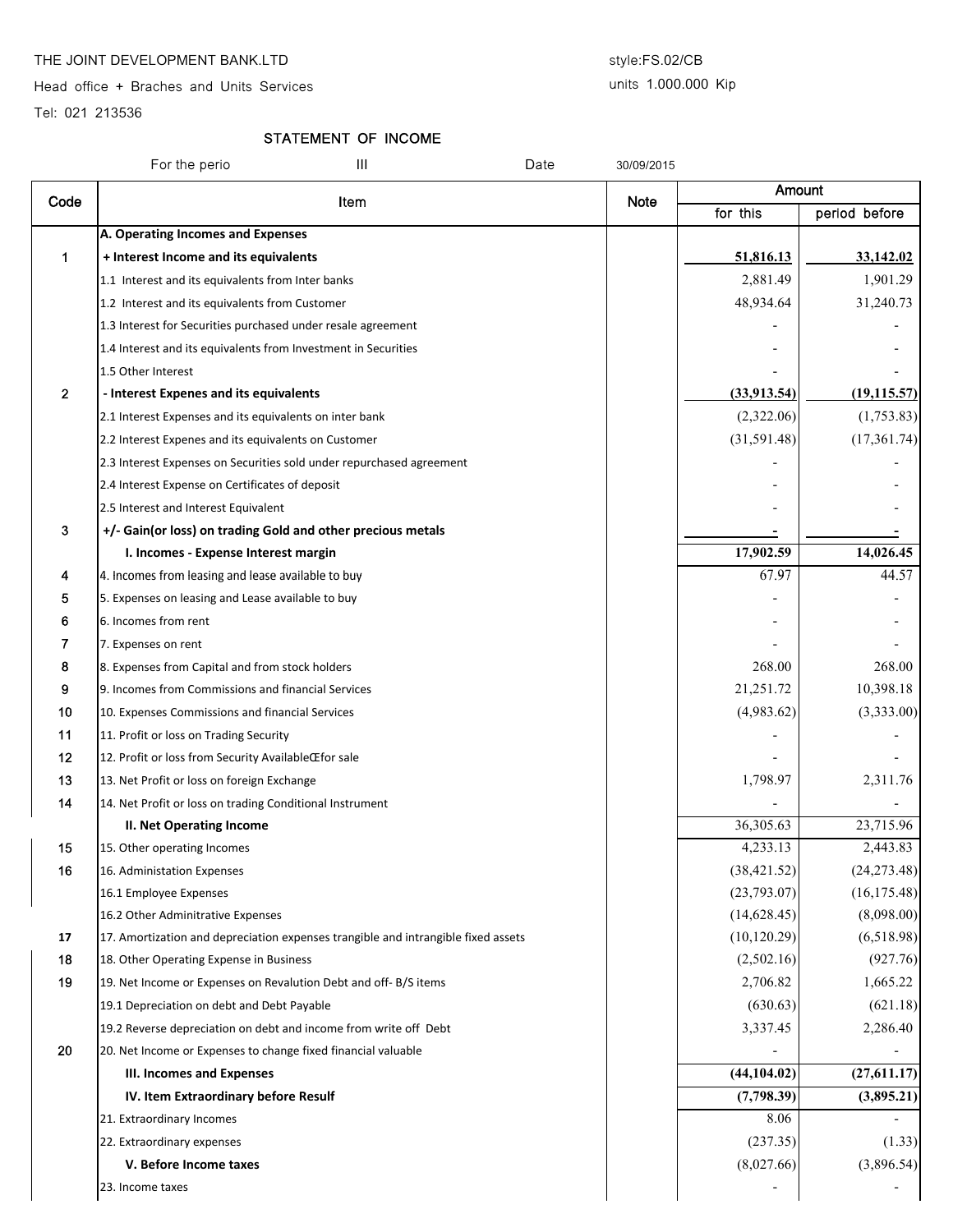THE JOINT DEVELOPMENT BANK.LTD

Head office + Braches and Units Services

Tel: 021 213536

style:FS.02/CB

units 1.000.000 Kip

## STATEMENT OF INCOME

For the perio III Date 30/09/2015

| Code | Item | Note | Amount | |
|---|---|---|---|---|
| | | | for this | period before |
| | **A. Operating Incomes and Expenses** | | | |
| 1 | **+ Interest Income and its equivalents** | | **51,816.13** | **33,142.02** |
| | 1.1 Interest and its equivalents from Inter banks | | 2,881.49 | 1,901.29 |
| | 1.2 Interest and its equivalents from Customer | | 48,934.64 | 31,240.73 |
| | 1.3 Interest for Securities purchased under resale agreement | | - | - |
| | 1.4 Interest and its equivalents from Investment in Securities | | - | - |
| | 1.5 Other Interest | | - | - |
| 2 | **- Interest Expenes and its equivalents** | | **(33,913.54)** | **(19,115.57)** |
| | 2.1 Interest Expenses and its equivalents on inter bank | | (2,322.06) | (1,753.83) |
| | 2.2 Interest Expenes and its equivalents on Customer | | (31,591.48) | (17,361.74) |
| | 2.3 Interest Expenses on Securities sold under repurchased agreement | | - | - |
| | 2.4 Interest Expense on Certificates of deposit | | - | - |
| | 2.5 Interest and Interest Equivalent | | - | - |
| 3 | **+/- Gain(or loss) on trading Gold and other precious metals** | | **-** | **-** |
| | **I. Incomes - Expense Interest margin** | | **17,902.59** | **14,026.45** |
| 4 | 4. Incomes from leasing and lease available to buy | | 67.97 | 44.57 |
| 5 | 5. Expenses on leasing and Lease available to buy | | - | - |
| 6 | 6. Incomes from rent | | - | - |
| 7 | 7. Expenses on rent | | - | - |
| 8 | 8. Expenses from Capital and from stock holders | | 268.00 | 268.00 |
| 9 | 9. Incomes from Commissions and financial Services | | 21,251.72 | 10,398.18 |
| 10 | 10. Expenses Commissions and financial Services | | (4,983.62) | (3,333.00) |
| 11 | 11. Profit or loss on Trading Security | | - | - |
| 12 | 12. Profit or loss from Security AvailableŒfor sale | | - | - |
| 13 | 13. Net Profit or loss on foreign Exchange | | 1,798.97 | 2,311.76 |
| 14 | 14. Net Profit or loss on trading Conditional Instrument | | - | - |
| | **II. Net Operating Income** | | 36,305.63 | 23,715.96 |
| 15 | 15. Other operating Incomes | | 4,233.13 | 2,443.83 |
| 16 | 16. Administation Expenses | | (38,421.52) | (24,273.48) |
| | 16.1 Employee Expenses | | (23,793.07) | (16,175.48) |
| | 16.2 Other Adminitrative Expenses | | (14,628.45) | (8,098.00) |
| 17 | 17. Amortization and depreciation expenses trangible and intrangible fixed assets | | (10,120.29) | (6,518.98) |
| 18 | 18. Other Operating Expense in Business | | (2,502.16) | (927.76) |
| 19 | 19. Net Income or Expenses on Revalution Debt and off- B/S items | | 2,706.82 | 1,665.22 |
| | 19.1 Depreciation on debt and Debt Payable | | (630.63) | (621.18) |
| | 19.2 Reverse depreciation on debt and income from write off Debt | | 3,337.45 | 2,286.40 |
| 20 | 20. Net Income or Expenses to change fixed financial valuable | | - | - |
| | **III. Incomes and Expenses** | | **(44,104.02)** | **(27,611.17)** |
| | **IV. Item Extraordinary before Resulf** | | **(7,798.39)** | **(3,895.21)** |
| | 21. Extraordinary Incomes | | 8.06 | - |
| | 22. Extraordinary expenses | | (237.35) | (1.33) |
| | **V. Before Income taxes** | | (8,027.66) | (3,896.54) |
| | 23. Income taxes | | - | - |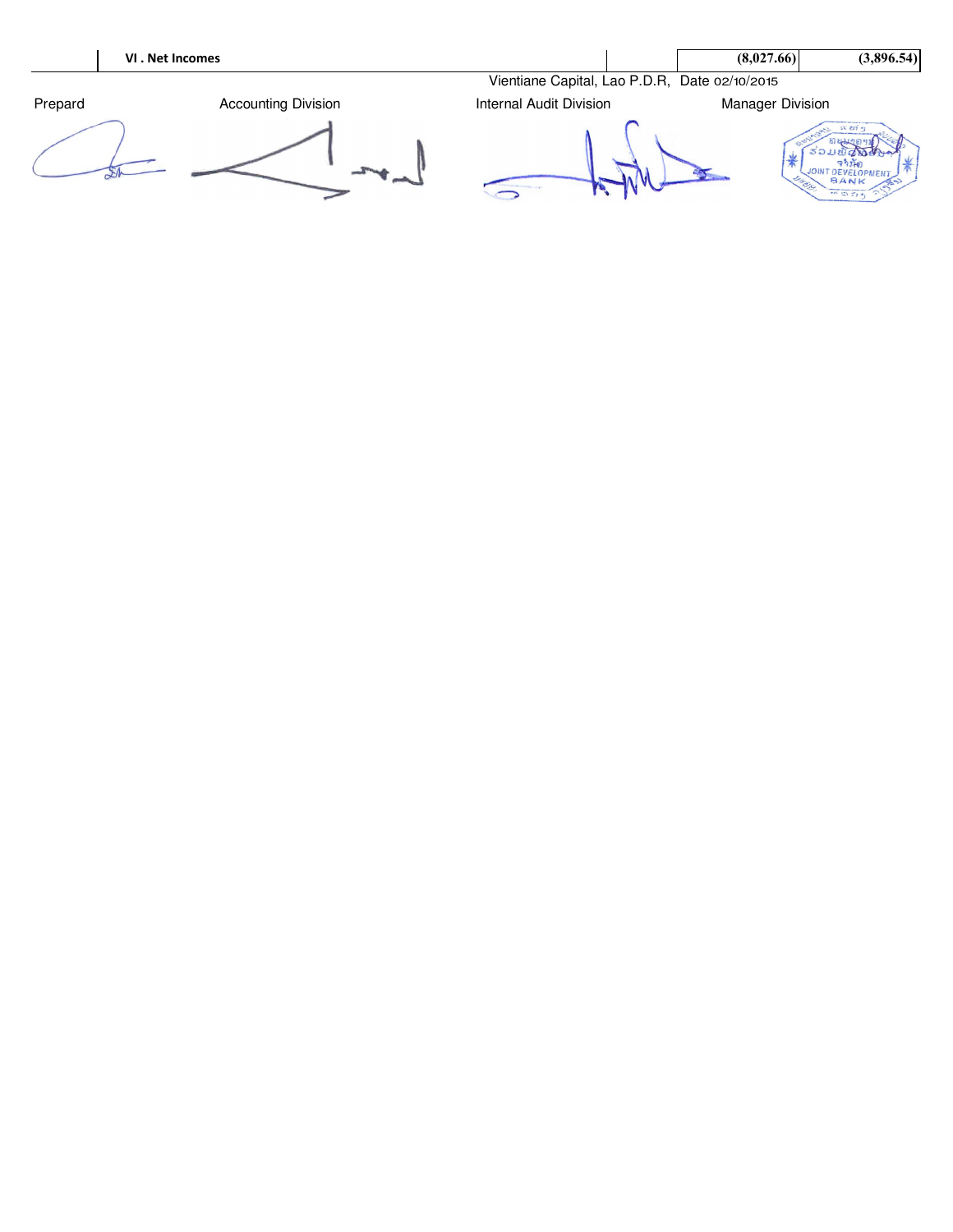| | VI . Net Incomes | | (8,027.66) | (3,896.54) |
|---|---|---|---|---|

Vientiane Capital, Lao P.D.R, Date 02/10/2015

| Prepard | Accounting Division | Internal Audit Division | Manager Division |
|---|---|---|---|

JOINT DEVELOPMENT BANK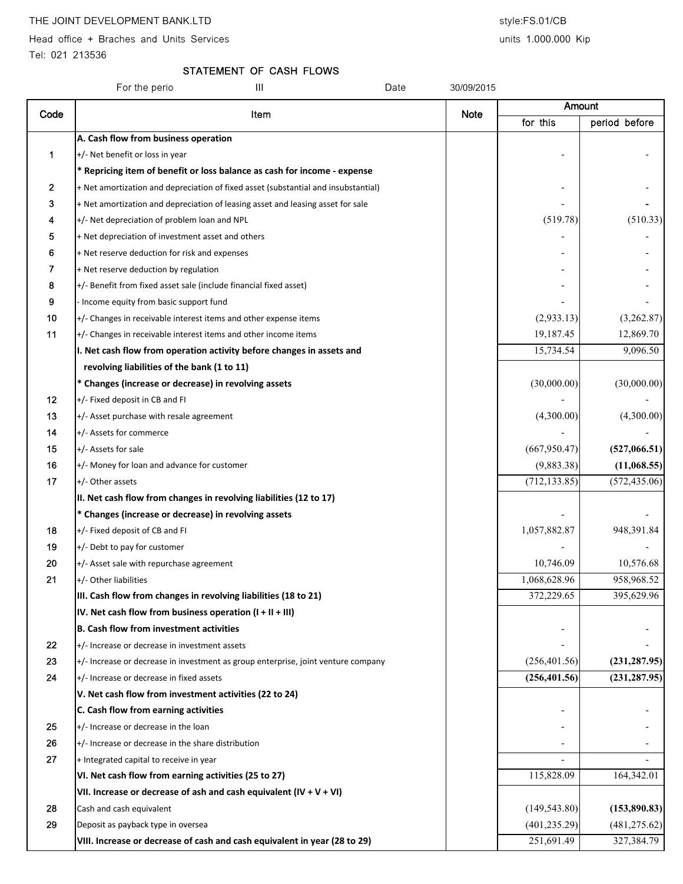THE JOINT DEVELOPMENT BANK.LTD

Head office + Braches and Units Services

Tel: 021 213536

style:FS.01/CB

units 1.000.000 Kip

## STATEMENT OF CASH FLOWS

For the perio III Date 30/09/2015

| Code | Item | Note | Amount | |
|---|---|---|---|---|
| | | | for this | period before |
| | **A. Cash flow from business operation** | | | |
| 1 | +/- Net benefit or loss in year | | - | - |
| | **\* Repricing item of benefit or loss balance as cash for income - expense** | | | |
| 2 | + Net amortization and depreciation of fixed asset (substantial and insubstantial) | | - | - |
| 3 | + Net amortization and depreciation of leasing asset and leasing asset for sale | | - | - |
| 4 | +/- Net depreciation of problem loan and NPL | | (519.78) | (510.33) |
| 5 | + Net depreciation of investment asset and others | | - | - |
| 6 | + Net reserve deduction for risk and expenses | | - | - |
| 7 | + Net reserve deduction by regulation | | - | - |
| 8 | +/- Benefit from fixed asset sale (include financial fixed asset) | | - | - |
| 9 | - Income equity from basic support fund | | - | - |
| 10 | +/- Changes in receivable interest items and other expense items | | (2,933.13) | (3,262.87) |
| 11 | +/- Changes in receivable interest items and other income items | | 19,187.45 | 12,869.70 |
| | **I. Net cash flow from operation activity before changes in assets and revolving liabilities of the bank (1 to 11)** | | 15,734.54 | 9,096.50 |
| | **\* Changes (increase or decrease) in revolving assets** | | (30,000.00) | (30,000.00) |
| 12 | +/- Fixed deposit in CB and FI | | - | - |
| 13 | +/- Asset purchase with resale agreement | | (4,300.00) | (4,300.00) |
| 14 | +/- Assets for commerce | | - | - |
| 15 | +/- Assets for sale | | (667,950.47) | **(527,066.51)** |
| 16 | +/- Money for loan and advance for customer | | (9,883.38) | **(11,068.55)** |
| 17 | +/- Other assets | | (712,133.85) | (572,435.06) |
| | **II. Net cash flow from changes in revolving liabilities (12 to 17)** | | | |
| | **\* Changes (increase or decrease) in revolving assets** | | - | - |
| 18 | +/- Fixed deposit of CB and FI | | 1,057,882.87 | 948,391.84 |
| 19 | +/- Debt to pay for customer | | - | - |
| 20 | +/- Asset sale with repurchase agreement | | 10,746.09 | 10,576.68 |
| 21 | +/- Other liabilities | | 1,068,628.96 | 958,968.52 |
| | **III. Cash flow from changes in revolving liabilities (18 to 21)** | | 372,229.65 | 395,629.96 |
| | **IV. Net cash flow from business operation (I + II + III)** | | | |
| | **B. Cash flow from investment activities** | | - | - |
| 22 | +/- Increase or decrease in investment assets | | - | - |
| 23 | +/- Increase or decrease in investment as group enterprise, joint venture company | | (256,401.56) | **(231,287.95)** |
| 24 | +/- Increase or decrease in fixed assets | | **(256,401.56)** | **(231,287.95)** |
| | **V. Net cash flow from investment activities (22 to 24)** | | | |
| | **C. Cash flow from earning activities** | | - | - |
| 25 | +/- Increase or decrease in the loan | | - | - |
| 26 | +/- Increase or decrease in the share distribution | | - | - |
| 27 | + Integrated capital to receive in year | | - | - |
| | **VI. Net cash flow from earning activities (25 to 27)** | | 115,828.09 | 164,342.01 |
| | **VII. Increase or decrease of ash and cash equivalent (IV + V + VI)** | | | |
| 28 | Cash and cash equivalent | | (149,543.80) | **(153,890.83)** |
| 29 | Deposit as payback type in oversea | | (401,235.29) | (481,275.62) |
| | **VIII. Increase or decrease of cash and cash equivalent in year (28 to 29)** | | 251,691.49 | 327,384.79 |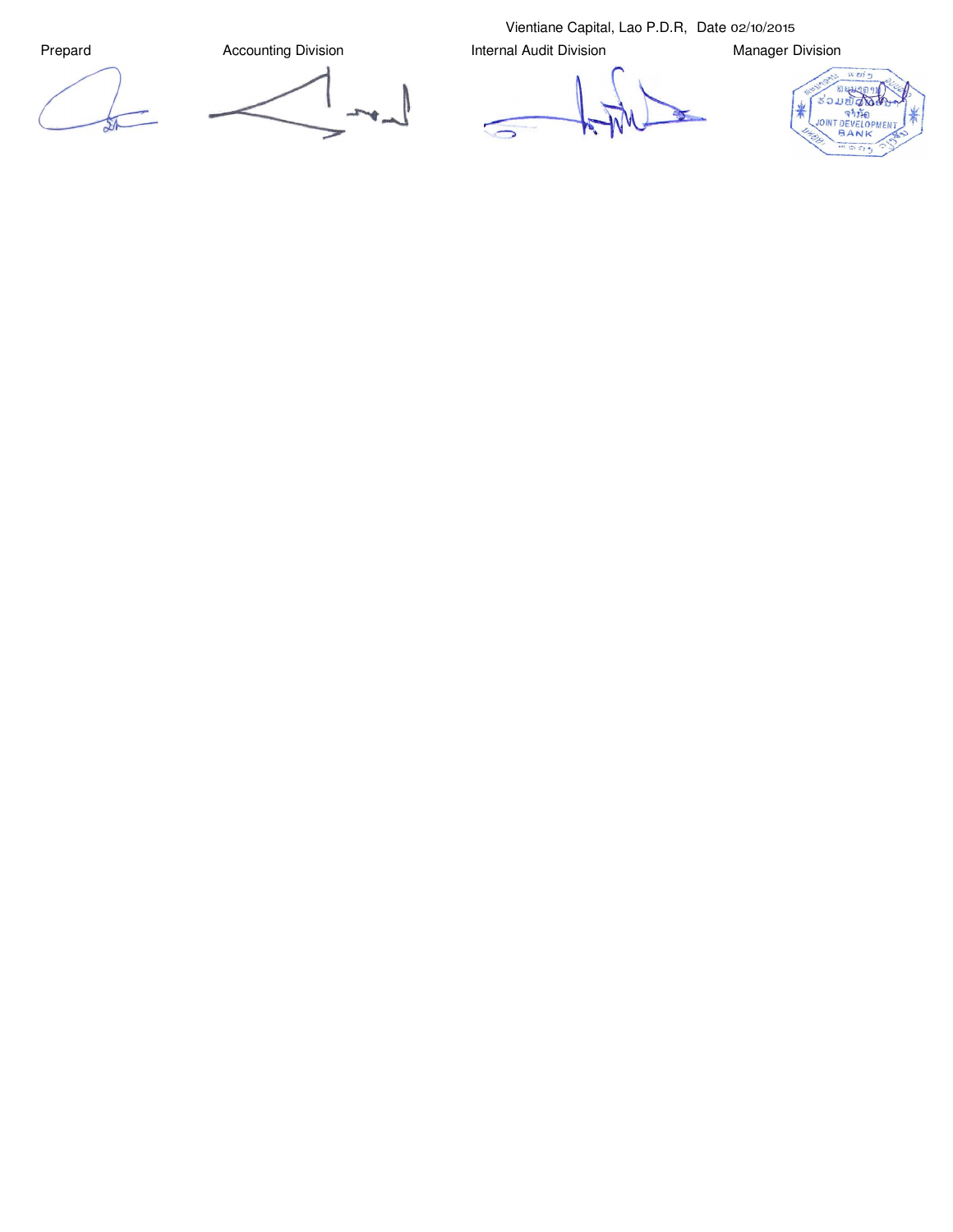Vientiane Capital, Lao P.D.R, Date 02/10/2015

| Prepard | Accounting Division | Internal Audit Division | Manager Division |
| --- | --- | --- | --- |